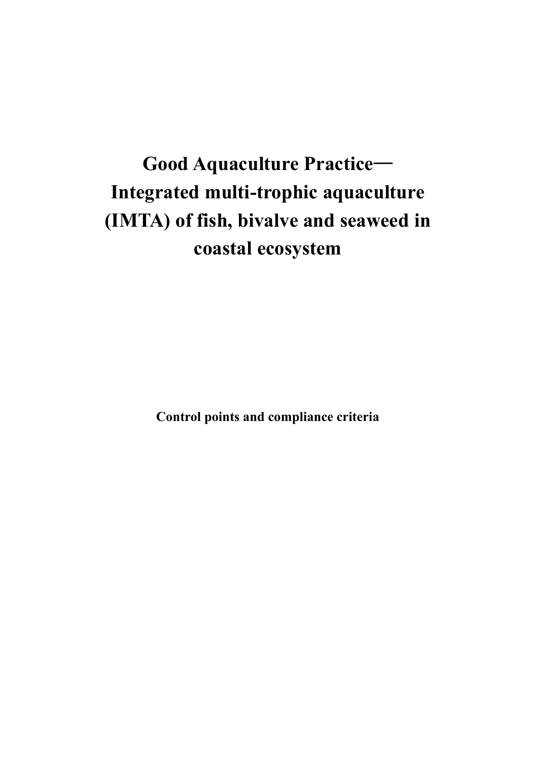# Good Aquaculture Practice— Integrated multi-trophic aquaculture (IMTA) of fish, bivalve and seaweed in coastal ecosystem

**Control points and compliance criteria**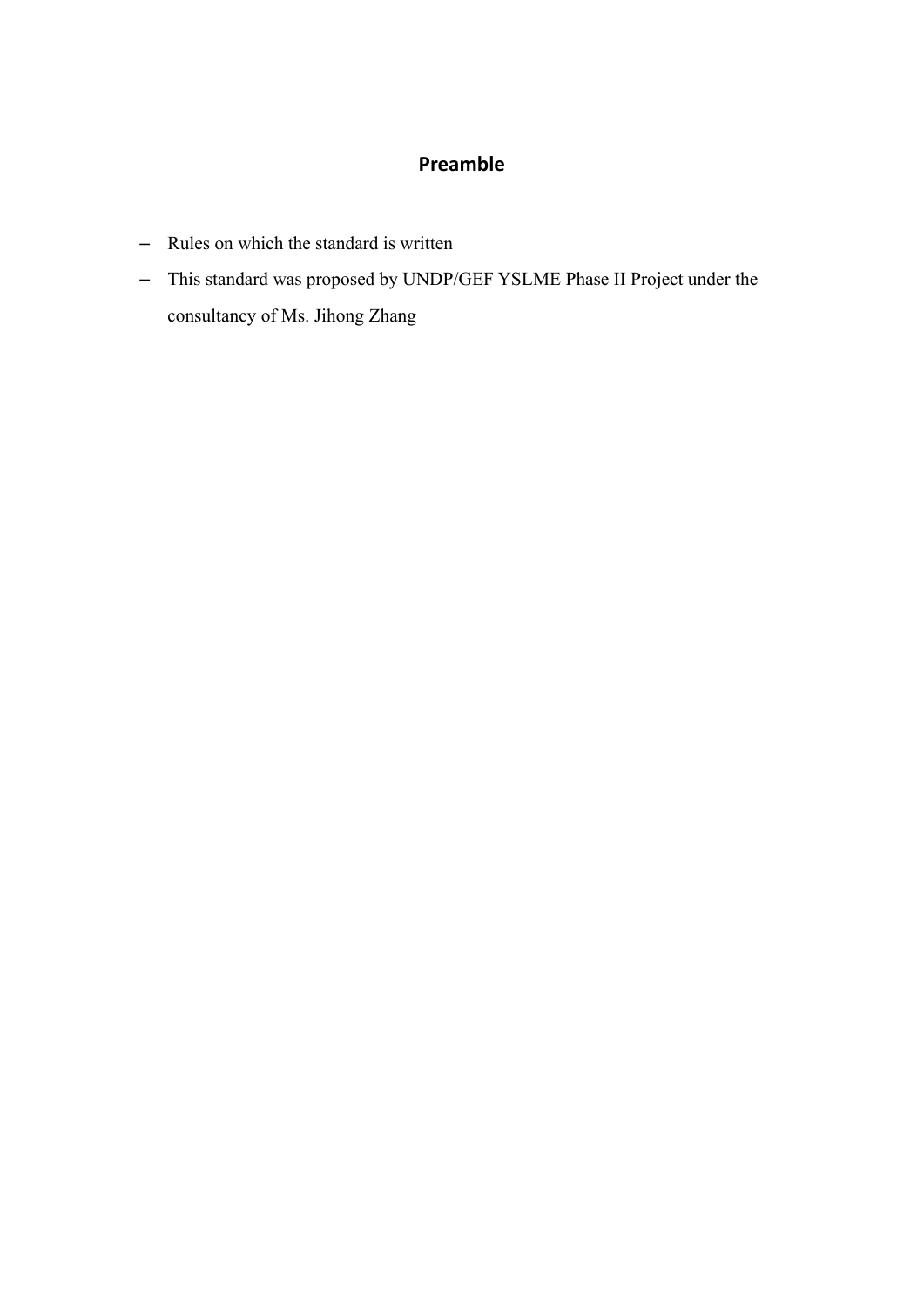## Preamble

- Rules on which the standard is written
- This standard was proposed by UNDP/GEF YSLME Phase II Project under the consultancy of Ms. Jihong Zhang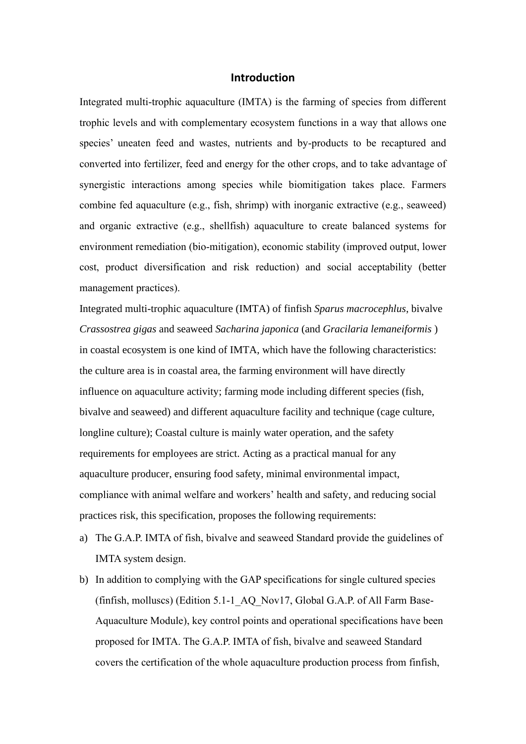# Introduction

Integrated multi-trophic aquaculture (IMTA) is the farming of species from different trophic levels and with complementary ecosystem functions in a way that allows one species' uneaten feed and wastes, nutrients and by-products to be recaptured and converted into fertilizer, feed and energy for the other crops, and to take advantage of synergistic interactions among species while biomitigation takes place. Farmers combine fed aquaculture (e.g., fish, shrimp) with inorganic extractive (e.g., seaweed) and organic extractive (e.g., shellfish) aquaculture to create balanced systems for environment remediation (bio-mitigation), economic stability (improved output, lower cost, product diversification and risk reduction) and social acceptability (better management practices).

Integrated multi-trophic aquaculture (IMTA) of finfish *Sparus macrocephlus*, bivalve *Crassostrea gigas* and seaweed *Sacharina japonica* (and *Gracilaria lemaneiformis* ) in coastal ecosystem is one kind of IMTA, which have the following characteristics: the culture area is in coastal area, the farming environment will have directly influence on aquaculture activity; farming mode including different species (fish, bivalve and seaweed) and different aquaculture facility and technique (cage culture, longline culture); Coastal culture is mainly water operation, and the safety requirements for employees are strict. Acting as a practical manual for any aquaculture producer, ensuring food safety, minimal environmental impact, compliance with animal welfare and workers' health and safety, and reducing social practices risk, this specification, proposes the following requirements:

a) The G.A.P. IMTA of fish, bivalve and seaweed Standard provide the guidelines of IMTA system design.
b) In addition to complying with the GAP specifications for single cultured species (finfish, molluscs) (Edition 5.1-1_AQ_Nov17, Global G.A.P. of All Farm Base-Aquaculture Module), key control points and operational specifications have been proposed for IMTA. The G.A.P. IMTA of fish, bivalve and seaweed Standard covers the certification of the whole aquaculture production process from finfish,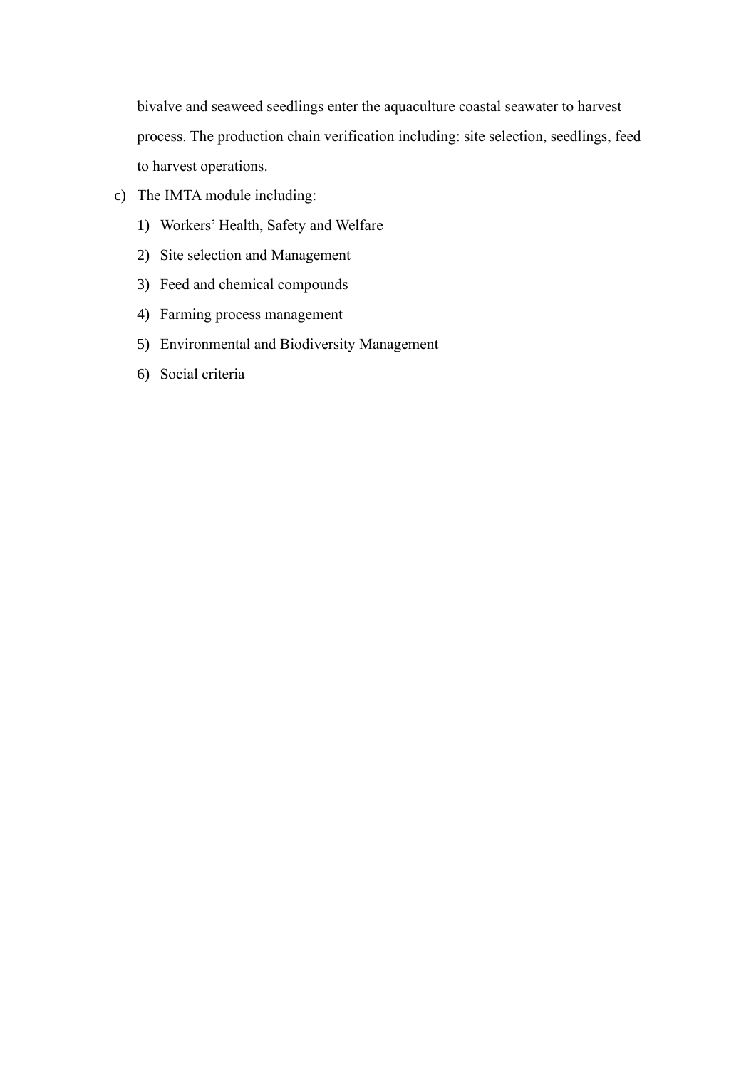bivalve and seaweed seedlings enter the aquaculture coastal seawater to harvest process. The production chain verification including: site selection, seedlings, feed to harvest operations.

c) The IMTA module including:

   1) Workers' Health, Safety and Welfare
   2) Site selection and Management
   3) Feed and chemical compounds
   4) Farming process management
   5) Environmental and Biodiversity Management
   6) Social criteria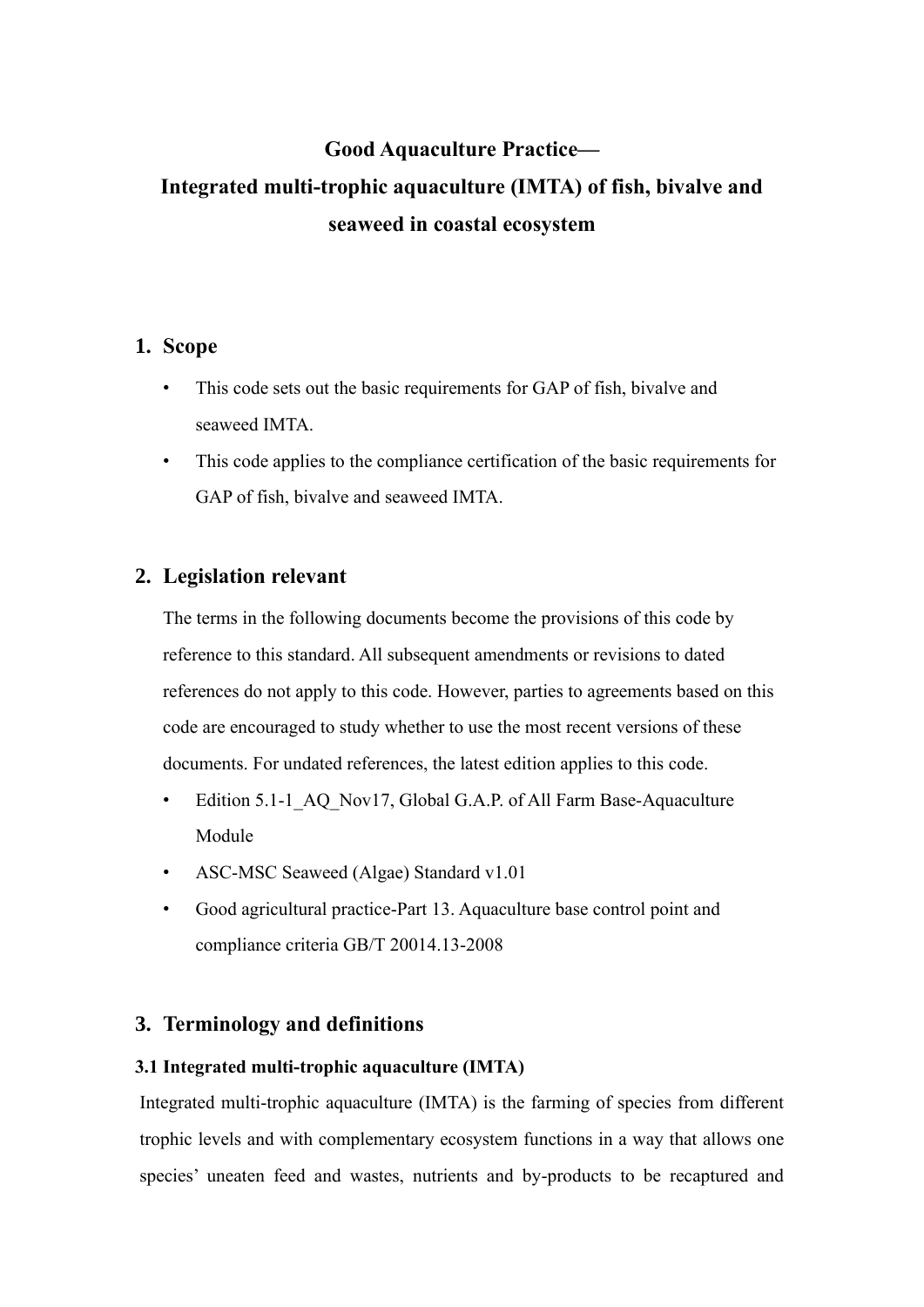# Good Aquaculture Practice—
# Integrated multi-trophic aquaculture (IMTA) of fish, bivalve and seaweed in coastal ecosystem

## 1. Scope

- This code sets out the basic requirements for GAP of fish, bivalve and seaweed IMTA.
- This code applies to the compliance certification of the basic requirements for GAP of fish, bivalve and seaweed IMTA.

## 2. Legislation relevant

The terms in the following documents become the provisions of this code by reference to this standard. All subsequent amendments or revisions to dated references do not apply to this code. However, parties to agreements based on this code are encouraged to study whether to use the most recent versions of these documents. For undated references, the latest edition applies to this code.

- Edition 5.1-1_AQ_Nov17, Global G.A.P. of All Farm Base-Aquaculture Module
- ASC-MSC Seaweed (Algae) Standard v1.01
- Good agricultural practice-Part 13. Aquaculture base control point and compliance criteria GB/T 20014.13-2008

## 3. Terminology and definitions

### 3.1 Integrated multi-trophic aquaculture (IMTA)

Integrated multi-trophic aquaculture (IMTA) is the farming of species from different trophic levels and with complementary ecosystem functions in a way that allows one species' uneaten feed and wastes, nutrients and by-products to be recaptured and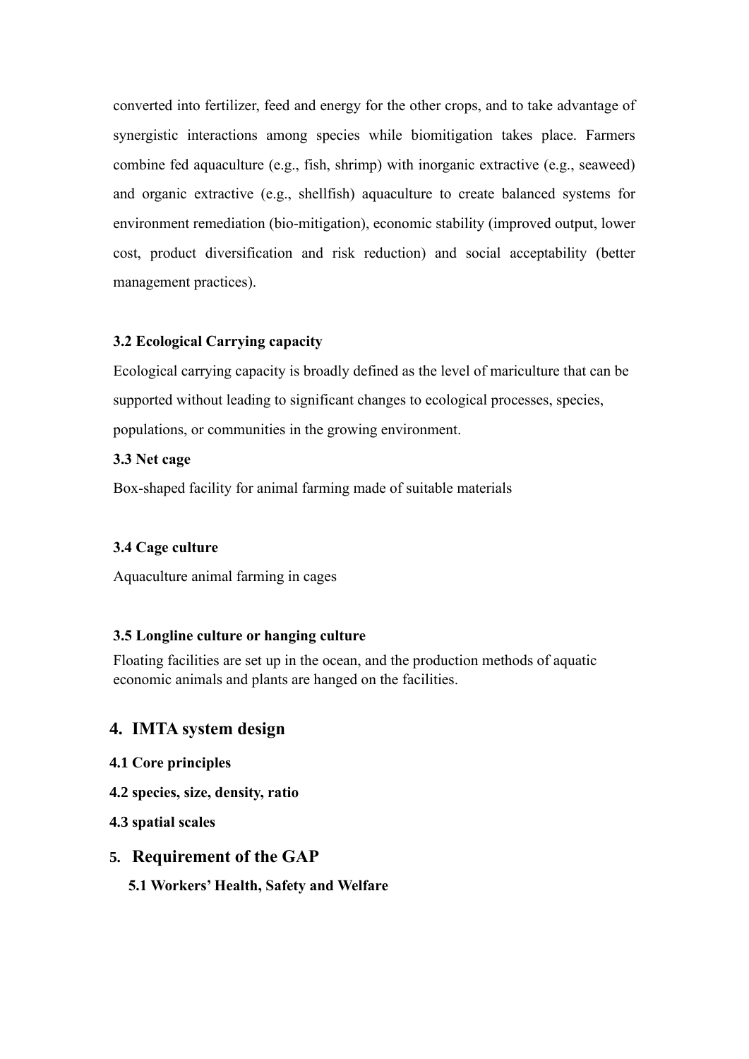converted into fertilizer, feed and energy for the other crops, and to take advantage of synergistic interactions among species while biomitigation takes place. Farmers combine fed aquaculture (e.g., fish, shrimp) with inorganic extractive (e.g., seaweed) and organic extractive (e.g., shellfish) aquaculture to create balanced systems for environment remediation (bio-mitigation), economic stability (improved output, lower cost, product diversification and risk reduction) and social acceptability (better management practices).

**3.2 Ecological Carrying capacity**

Ecological carrying capacity is broadly defined as the level of mariculture that can be supported without leading to significant changes to ecological processes, species, populations, or communities in the growing environment.

**3.3 Net cage**

Box-shaped facility for animal farming made of suitable materials

**3.4 Cage culture**

Aquaculture animal farming in cages

**3.5 Longline culture or hanging culture**

Floating facilities are set up in the ocean, and the production methods of aquatic economic animals and plants are hanged on the facilities.

## 4. IMTA system design

**4.1 Core principles**

**4.2 species, size, density, ratio**

**4.3 spatial scales**

## 5. Requirement of the GAP

**5.1 Workers' Health, Safety and Welfare**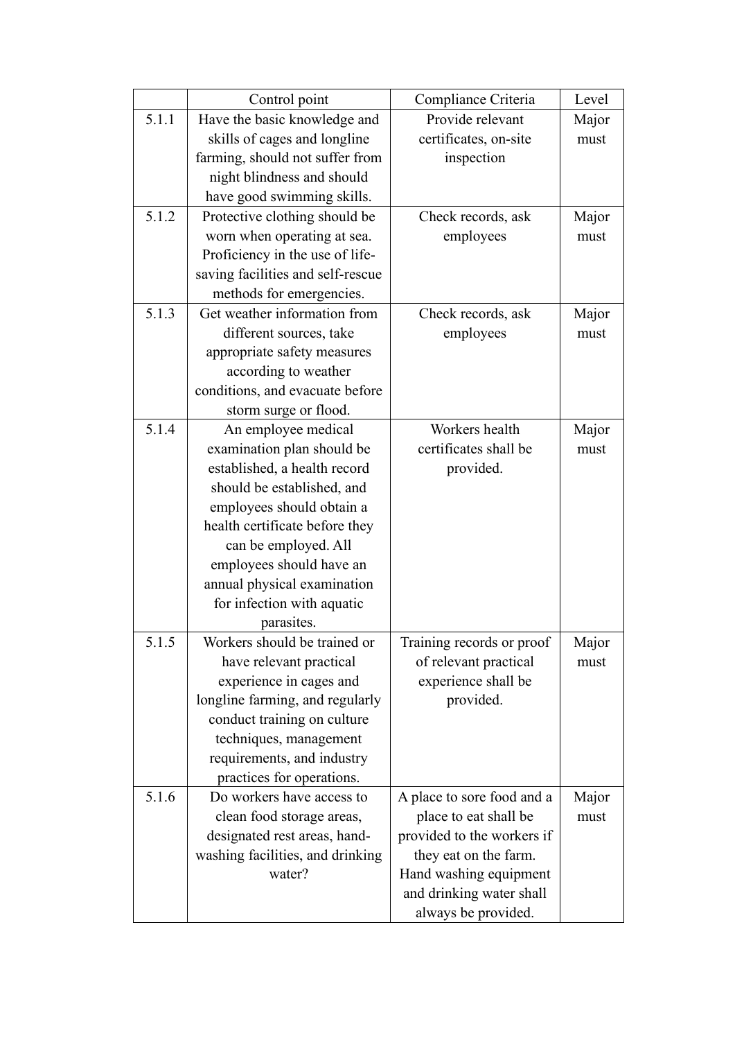|  | Control point | Compliance Criteria | Level |
|---|---|---|---|
| 5.1.1 | Have the basic knowledge and skills of cages and longline farming, should not suffer from night blindness and should have good swimming skills. | Provide relevant certificates, on-site inspection | Major must |
| 5.1.2 | Protective clothing should be worn when operating at sea. Proficiency in the use of life-saving facilities and self-rescue methods for emergencies. | Check records, ask employees | Major must |
| 5.1.3 | Get weather information from different sources, take appropriate safety measures according to weather conditions, and evacuate before storm surge or flood. | Check records, ask employees | Major must |
| 5.1.4 | An employee medical examination plan should be established, a health record should be established, and employees should obtain a health certificate before they can be employed. All employees should have an annual physical examination for infection with aquatic parasites. | Workers health certificates shall be provided. | Major must |
| 5.1.5 | Workers should be trained or have relevant practical experience in cages and longline farming, and regularly conduct training on culture techniques, management requirements, and industry practices for operations. | Training records or proof of relevant practical experience shall be provided. | Major must |
| 5.1.6 | Do workers have access to clean food storage areas, designated rest areas, hand-washing facilities, and drinking water? | A place to sore food and a place to eat shall be provided to the workers if they eat on the farm. Hand washing equipment and drinking water shall always be provided. | Major must |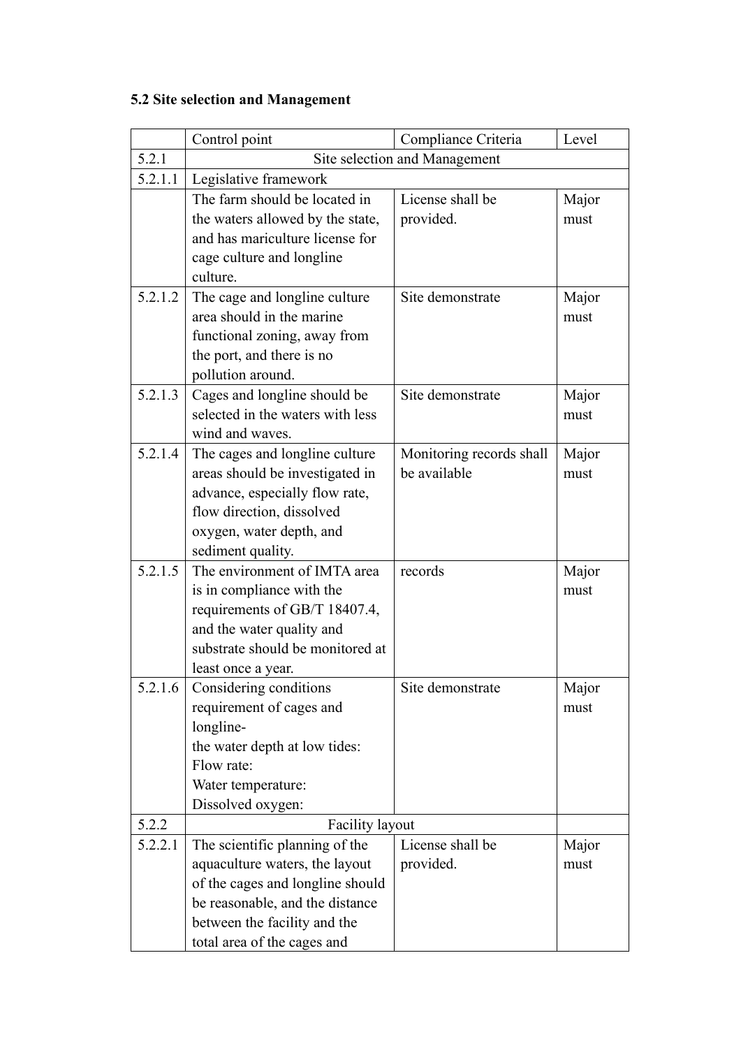### 5.2 Site selection and Management

| | Control point | Compliance Criteria | Level |
|---|---|---|---|
| 5.2.1 | Site selection and Management | | |
| 5.2.1.1 | Legislative framework | | |
| | The farm should be located in the waters allowed by the state, and has mariculture license for cage culture and longline culture. | License shall be provided. | Major must |
| 5.2.1.2 | The cage and longline culture area should in the marine functional zoning, away from the port, and there is no pollution around. | Site demonstrate | Major must |
| 5.2.1.3 | Cages and longline should be selected in the waters with less wind and waves. | Site demonstrate | Major must |
| 5.2.1.4 | The cages and longline culture areas should be investigated in advance, especially flow rate, flow direction, dissolved oxygen, water depth, and sediment quality. | Monitoring records shall be available | Major must |
| 5.2.1.5 | The environment of IMTA area is in compliance with the requirements of GB/T 18407.4, and the water quality and substrate should be monitored at least once a year. | records | Major must |
| 5.2.1.6 | Considering conditions requirement of cages and longline-<br>the water depth at low tides:<br>Flow rate:<br>Water temperature:<br>Dissolved oxygen: | Site demonstrate | Major must |
| 5.2.2 | Facility layout | | |
| 5.2.2.1 | The scientific planning of the aquaculture waters, the layout of the cages and longline should be reasonable, and the distance between the facility and the total area of the cages and | License shall be provided. | Major must |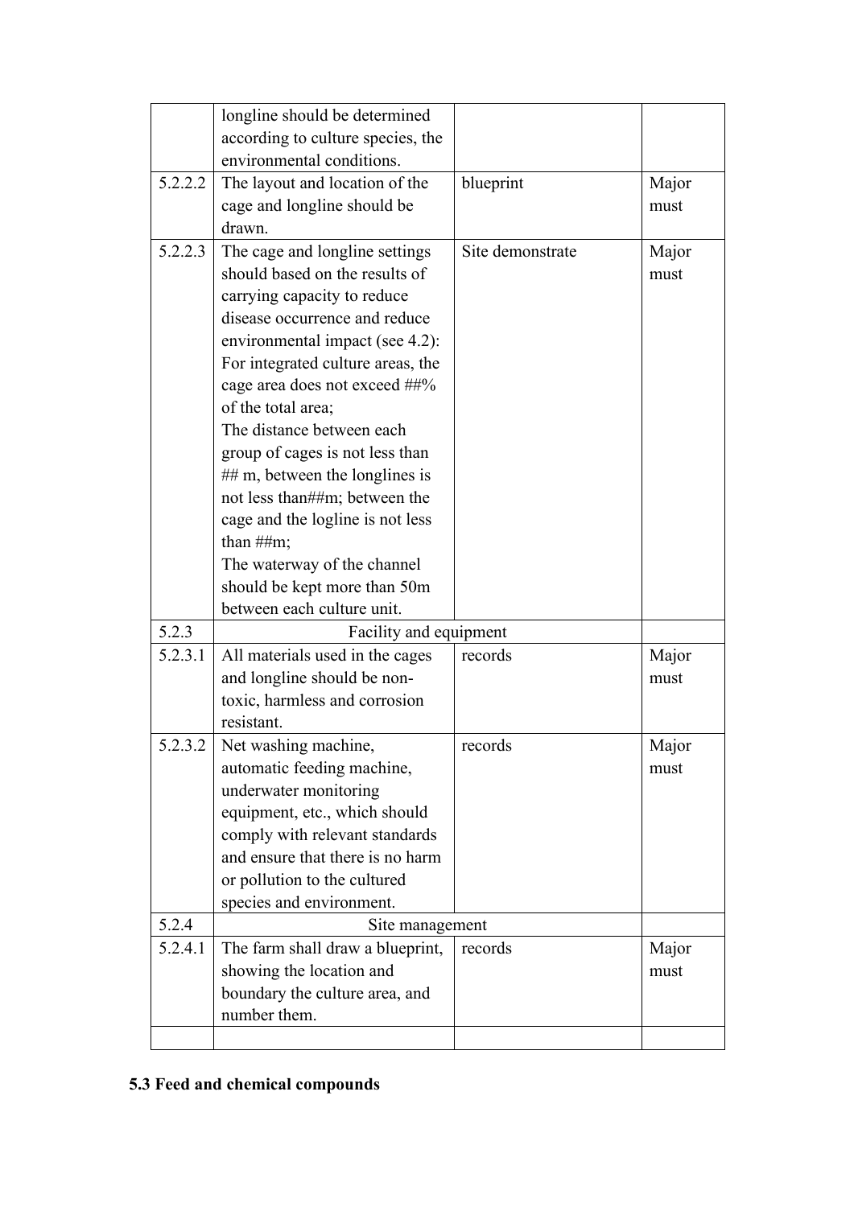| | | | |
|---|---|---|---|
| | longline should be determined according to culture species, the environmental conditions. | | |
| 5.2.2.2 | The layout and location of the cage and longline should be drawn. | blueprint | Major must |
| 5.2.2.3 | The cage and longline settings should based on the results of carrying capacity to reduce disease occurrence and reduce environmental impact (see 4.2): For integrated culture areas, the cage area does not exceed ##% of the total area; The distance between each group of cages is not less than ## m, between the longlines is not less than##m; between the cage and the logline is not less than ##m; The waterway of the channel should be kept more than 50m between each culture unit. | Site demonstrate | Major must |
| 5.2.3 | Facility and equipment | | |
| 5.2.3.1 | All materials used in the cages and longline should be non-toxic, harmless and corrosion resistant. | records | Major must |
| 5.2.3.2 | Net washing machine, automatic feeding machine, underwater monitoring equipment, etc., which should comply with relevant standards and ensure that there is no harm or pollution to the cultured species and environment. | records | Major must |
| 5.2.4 | Site management | | |
| 5.2.4.1 | The farm shall draw a blueprint, showing the location and boundary the culture area, and number them. | records | Major must |
| | | | |

**5.3 Feed and chemical compounds**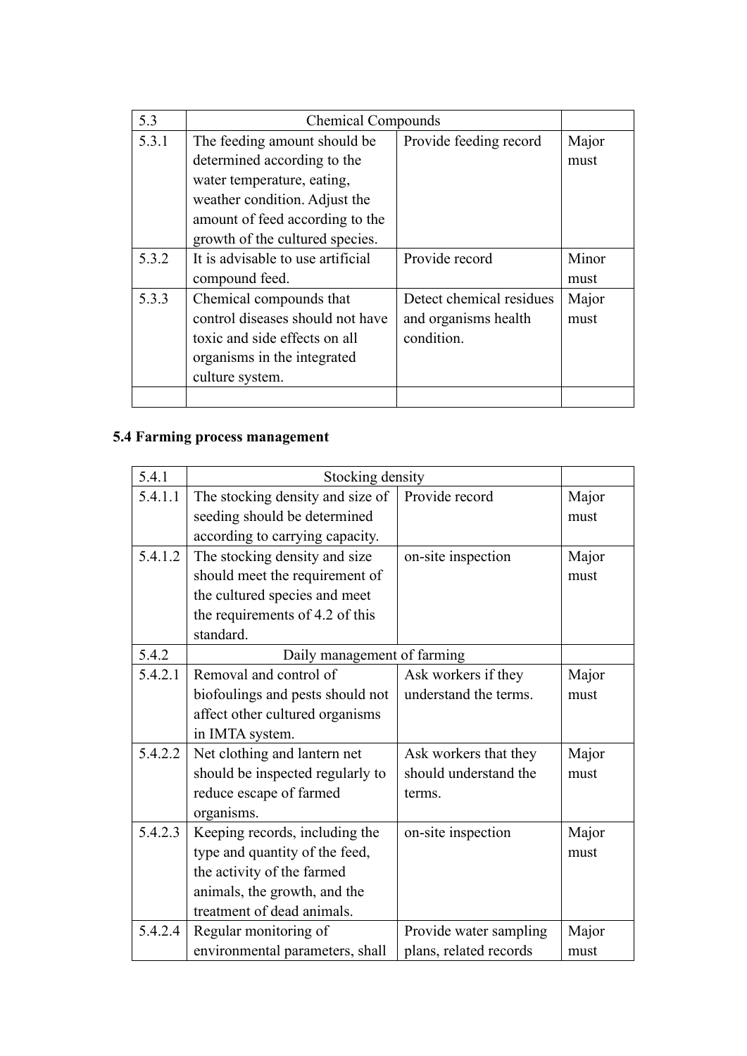| 5.3 | Chemical Compounds | | |
|---|---|---|---|
| 5.3.1 | The feeding amount should be determined according to the water temperature, eating, weather condition. Adjust the amount of feed according to the growth of the cultured species. | Provide feeding record | Major must |
| 5.3.2 | It is advisable to use artificial compound feed. | Provide record | Minor must |
| 5.3.3 | Chemical compounds that control diseases should not have toxic and side effects on all organisms in the integrated culture system. | Detect chemical residues and organisms health condition. | Major must |
| | | | |

**5.4 Farming process management**

| 5.4.1 | Stocking density | | |
|---|---|---|---|
| 5.4.1.1 | The stocking density and size of seeding should be determined according to carrying capacity. | Provide record | Major must |
| 5.4.1.2 | The stocking density and size should meet the requirement of the cultured species and meet the requirements of 4.2 of this standard. | on-site inspection | Major must |
| 5.4.2 | Daily management of farming | | |
| 5.4.2.1 | Removal and control of biofoulings and pests should not affect other cultured organisms in IMTA system. | Ask workers if they understand the terms. | Major must |
| 5.4.2.2 | Net clothing and lantern net should be inspected regularly to reduce escape of farmed organisms. | Ask workers that they should understand the terms. | Major must |
| 5.4.2.3 | Keeping records, including the type and quantity of the feed, the activity of the farmed animals, the growth, and the treatment of dead animals. | on-site inspection | Major must |
| 5.4.2.4 | Regular monitoring of environmental parameters, shall | Provide water sampling plans, related records | Major must |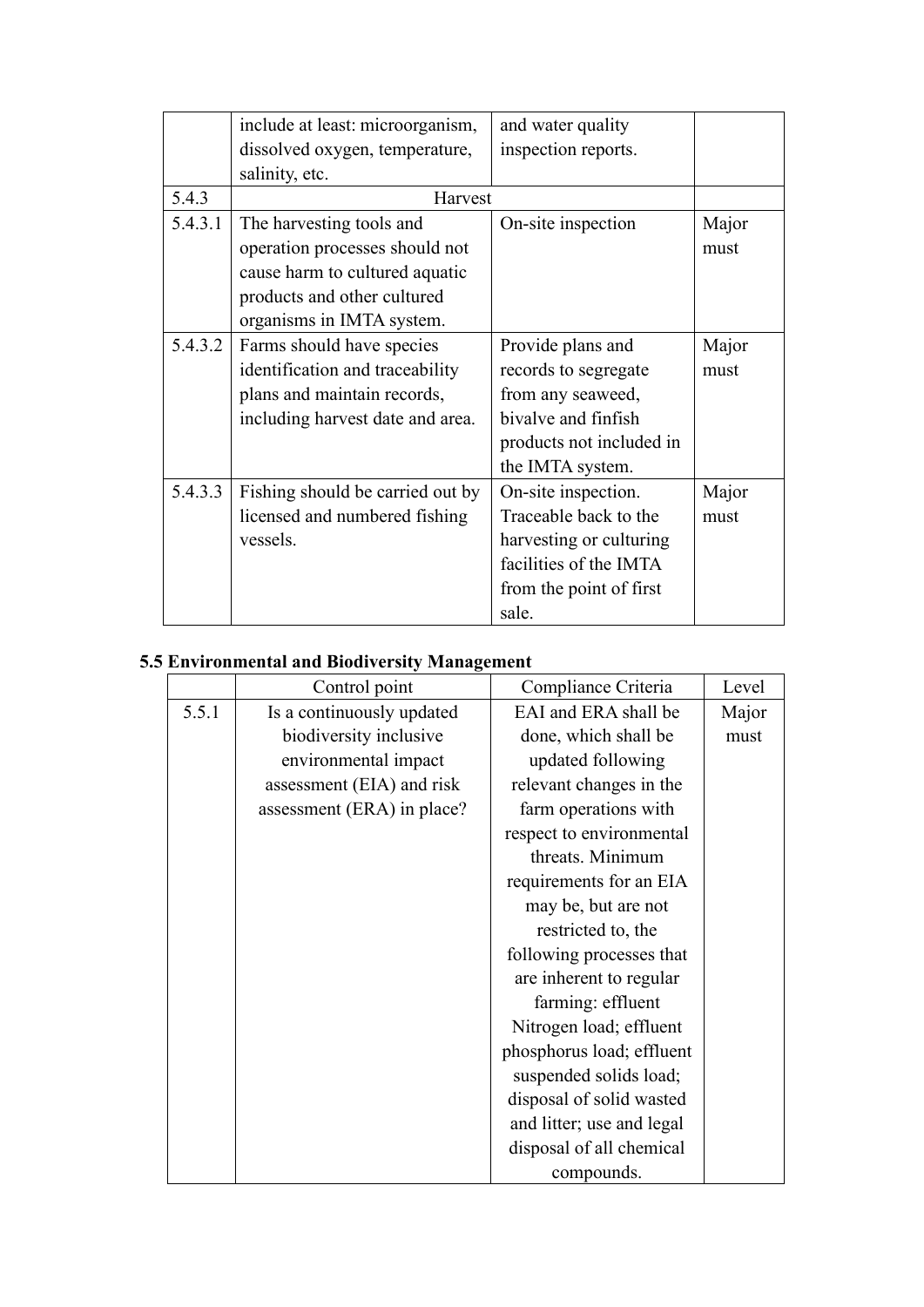|  |  |  |  |
|---|---|---|---|
|  | include at least: microorganism, dissolved oxygen, temperature, salinity, etc. | and water quality inspection reports. |  |
| 5.4.3 | Harvest |  |  |
| 5.4.3.1 | The harvesting tools and operation processes should not cause harm to cultured aquatic products and other cultured organisms in IMTA system. | On-site inspection | Major must |
| 5.4.3.2 | Farms should have species identification and traceability plans and maintain records, including harvest date and area. | Provide plans and records to segregate from any seaweed, bivalve and finfish products not included in the IMTA system. | Major must |
| 5.4.3.3 | Fishing should be carried out by licensed and numbered fishing vessels. | On-site inspection. Traceable back to the harvesting or culturing facilities of the IMTA from the point of first sale. | Major must |

## 5.5 Environmental and Biodiversity Management

|  | Control point | Compliance Criteria | Level |
|---|---|---|---|
| 5.5.1 | Is a continuously updated biodiversity inclusive environmental impact assessment (EIA) and risk assessment (ERA) in place? | EAI and ERA shall be done, which shall be updated following relevant changes in the farm operations with respect to environmental threats. Minimum requirements for an EIA may be, but are not restricted to, the following processes that are inherent to regular farming: effluent Nitrogen load; effluent phosphorus load; effluent suspended solids load; disposal of solid wasted and litter; use and legal disposal of all chemical compounds. | Major must |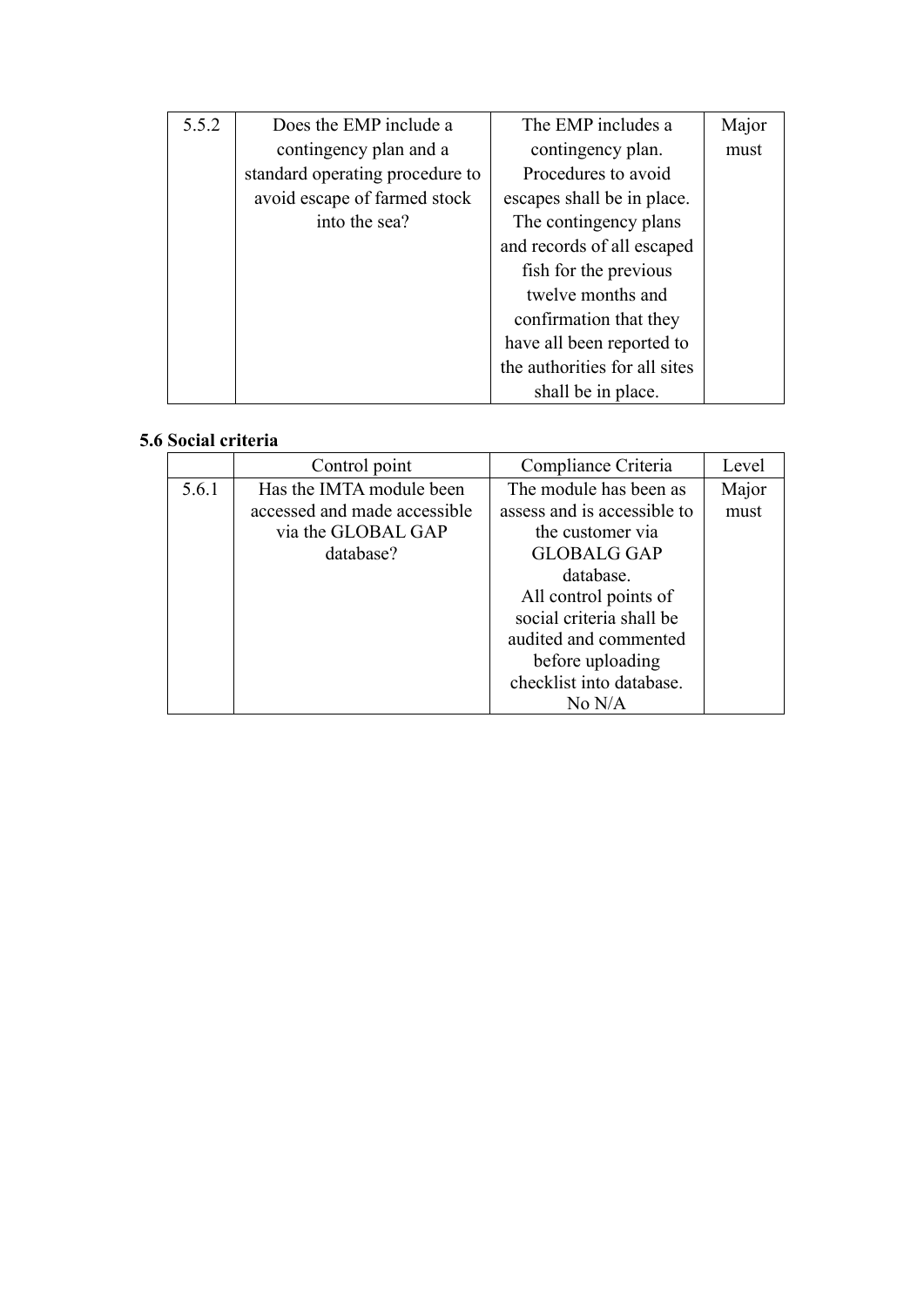| 5.5.2 | Does the EMP include a contingency plan and a standard operating procedure to avoid escape of farmed stock into the sea? | The EMP includes a contingency plan. Procedures to avoid escapes shall be in place. The contingency plans and records of all escaped fish for the previous twelve months and confirmation that they have all been reported to the authorities for all sites shall be in place. | Major must |
|---|---|---|---|

**5.6 Social criteria**

| | Control point | Compliance Criteria | Level |
|---|---|---|---|
| 5.6.1 | Has the IMTA module been accessed and made accessible via the GLOBAL GAP database? | The module has been as assess and is accessible to the customer via GLOBALG GAP database. All control points of social criteria shall be audited and commented before uploading checklist into database. No N/A | Major must |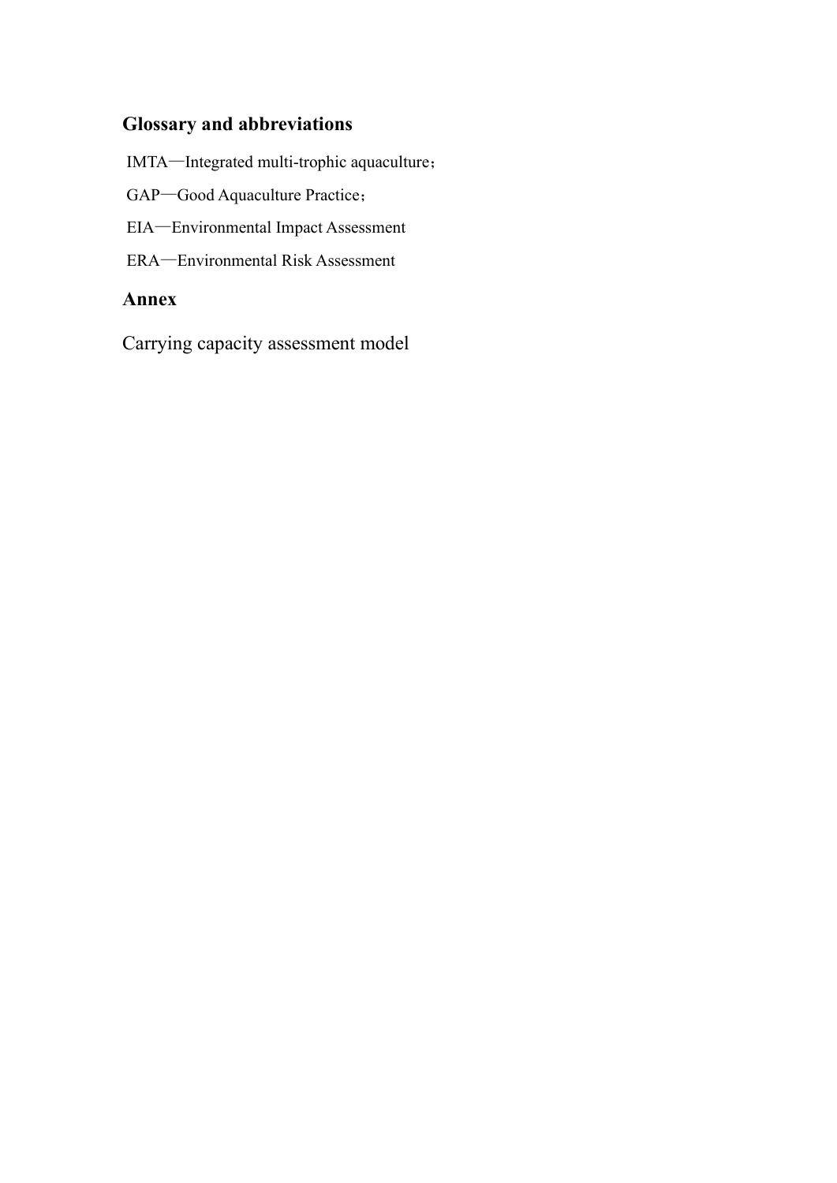## Glossary and abbreviations

IMTA—Integrated multi-trophic aquaculture；

GAP—Good Aquaculture Practice；

EIA—Environmental Impact Assessment

ERA—Environmental Risk Assessment

## Annex

Carrying capacity assessment model